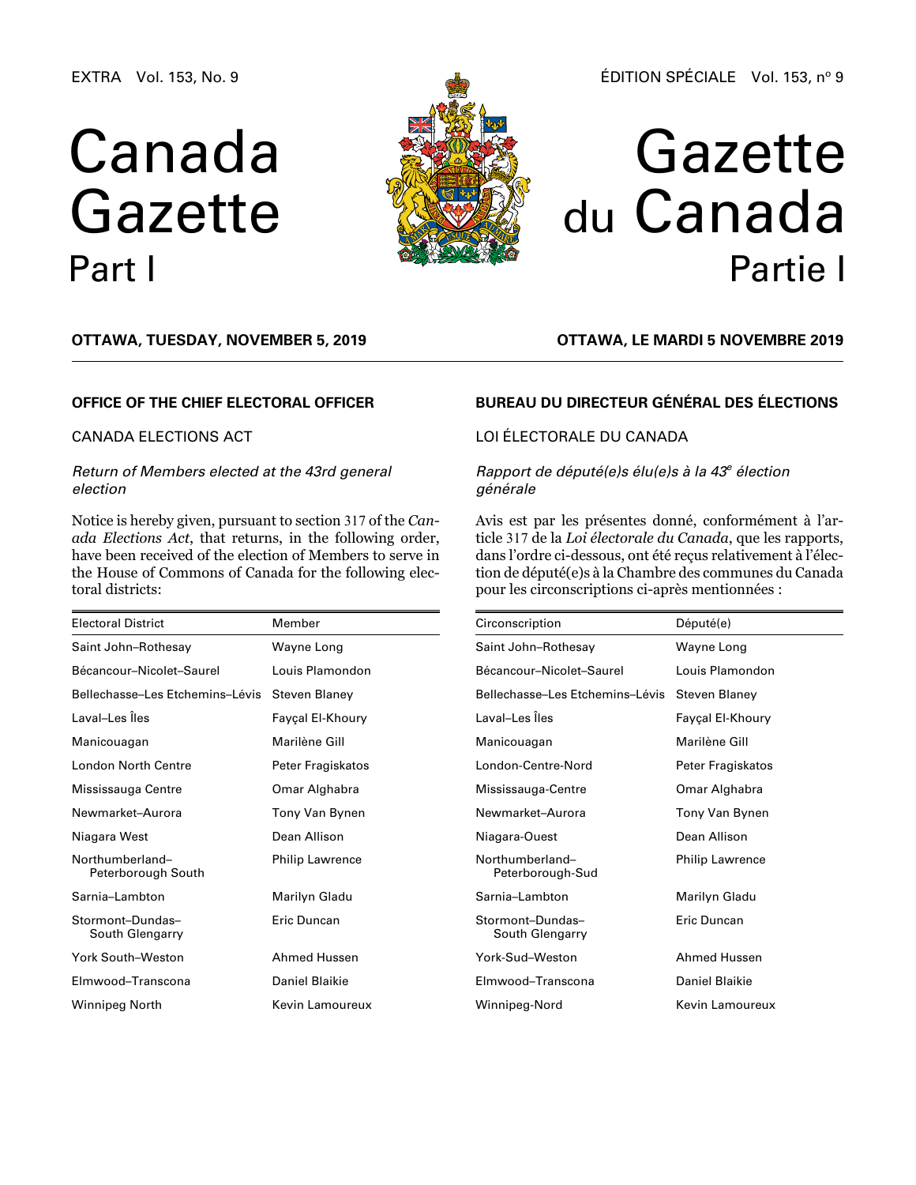EXTRA Vol. 153, No. 9

ÉDITION SPÉCIALE Vol. 153, nº 9

# Canada Gazette Part I

# Gazette du Canada Partie I

**OTTAWA, TUESDAY, NOVEMBER 5, 2019**

**OTTAWA, LE MARDI 5 NOVEMBRE 2019**

## OFFICE OF THE CHIEF ELECTORAL OFFICER

CANADA ELECTIONS ACT

*Return of Members elected at the 43rd general election*

Notice is hereby given, pursuant to section 317 of the *Canada Elections Act*, that returns, in the following order, have been received of the election of Members to serve in the House of Commons of Canada for the following electoral districts:

| Electoral District | Member |
|---|---|
| Saint John–Rothesay | Wayne Long |
| Bécancour–Nicolet–Saurel | Louis Plamondon |
| Bellechasse–Les Etchemins–Lévis | Steven Blaney |
| Laval–Les Îles | Fayçal El-Khoury |
| Manicouagan | Marilène Gill |
| London North Centre | Peter Fragiskatos |
| Mississauga Centre | Omar Alghabra |
| Newmarket–Aurora | Tony Van Bynen |
| Niagara West | Dean Allison |
| Northumberland–Peterborough South | Philip Lawrence |
| Sarnia–Lambton | Marilyn Gladu |
| Stormont–Dundas–South Glengarry | Eric Duncan |
| York South–Weston | Ahmed Hussen |
| Elmwood–Transcona | Daniel Blaikie |
| Winnipeg North | Kevin Lamoureux |

## BUREAU DU DIRECTEUR GÉNÉRAL DES ÉLECTIONS

LOI ÉLECTORALE DU CANADA

*Rapport de député(e)s élu(e)s à la 43e élection générale*

Avis est par les présentes donné, conformément à l'article 317 de la *Loi électorale du Canada*, que les rapports, dans l'ordre ci-dessous, ont été reçus relativement à l'élection de député(e)s à la Chambre des communes du Canada pour les circonscriptions ci-après mentionnées :

| Circonscription | Député(e) |
|---|---|
| Saint John–Rothesay | Wayne Long |
| Bécancour–Nicolet–Saurel | Louis Plamondon |
| Bellechasse–Les Etchemins–Lévis | Steven Blaney |
| Laval–Les Îles | Fayçal El-Khoury |
| Manicouagan | Marilène Gill |
| London-Centre-Nord | Peter Fragiskatos |
| Mississauga-Centre | Omar Alghabra |
| Newmarket–Aurora | Tony Van Bynen |
| Niagara-Ouest | Dean Allison |
| Northumberland–Peterborough-Sud | Philip Lawrence |
| Sarnia–Lambton | Marilyn Gladu |
| Stormont–Dundas–South Glengarry | Eric Duncan |
| York-Sud–Weston | Ahmed Hussen |
| Elmwood–Transcona | Daniel Blaikie |
| Winnipeg-Nord | Kevin Lamoureux |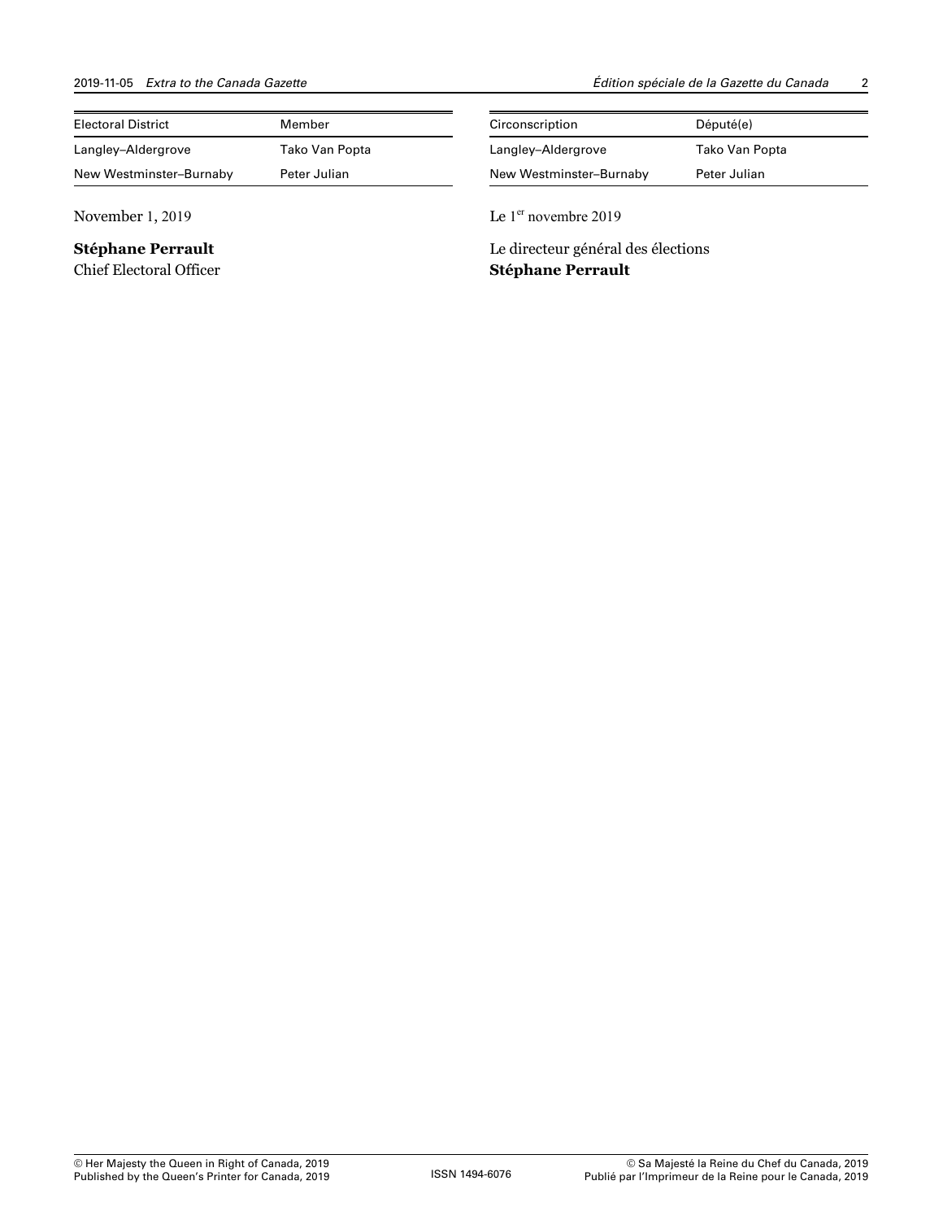| Electoral District | Member |
| --- | --- |
| Langley–Aldergrove | Tako Van Popta |
| New Westminster–Burnaby | Peter Julian |

November 1, 2019

**Stéphane Perrault**
Chief Electoral Officer

| Circonscription | Député(e) |
| --- | --- |
| Langley–Aldergrove | Tako Van Popta |
| New Westminster–Burnaby | Peter Julian |

Le 1er novembre 2019

Le directeur général des élections
**Stéphane Perrault**

© Her Majesty the Queen in Right of Canada, 2019
Published by the Queen's Printer for Canada, 2019

ISSN 1494-6076

© Sa Majesté la Reine du Chef du Canada, 2019
Publié par l'Imprimeur de la Reine pour le Canada, 2019